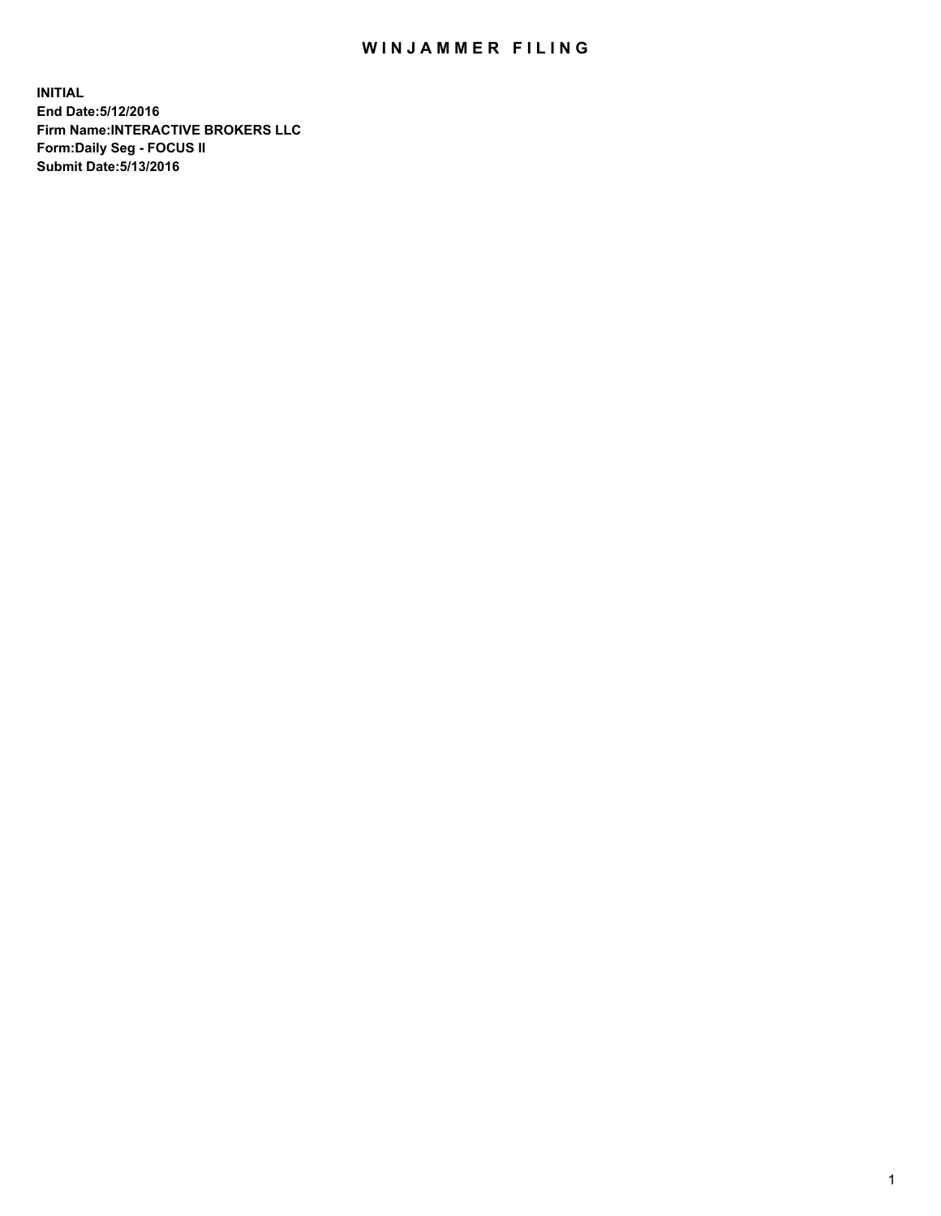# WINJAMMER FILING

**INITIAL**
**End Date:5/12/2016**
**Firm Name:INTERACTIVE BROKERS LLC**
**Form:Daily Seg - FOCUS II**
**Submit Date:5/13/2016**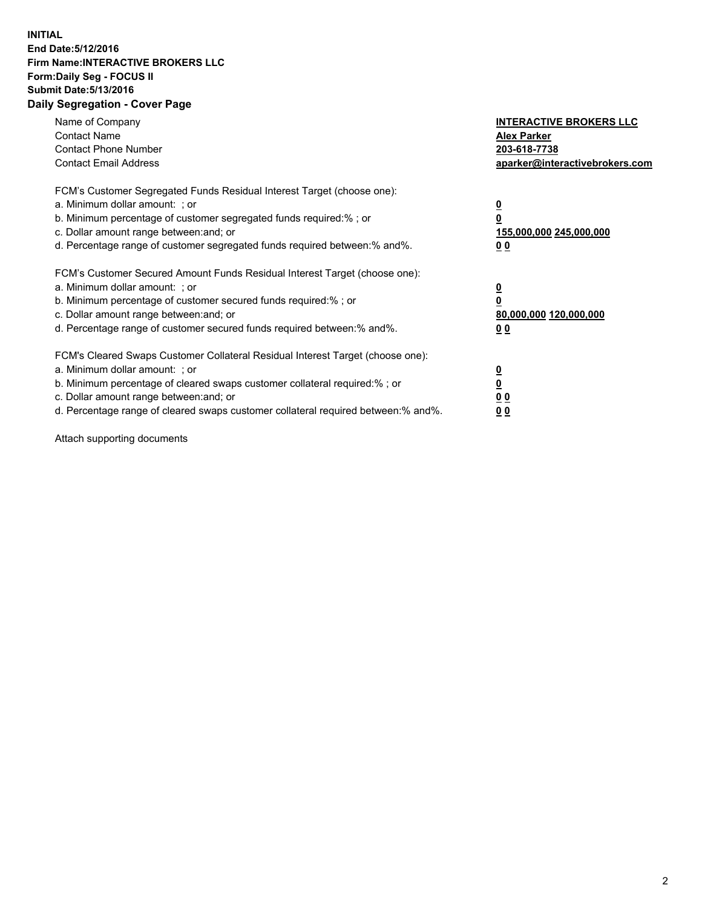**INITIAL**
**End Date:5/12/2016**
**Firm Name:INTERACTIVE BROKERS LLC**
**Form:Daily Seg - FOCUS II**
**Submit Date:5/13/2016**

## Daily Segregation - Cover Page

| | |
|---|---|
| Name of Company | **INTERACTIVE BROKERS LLC** |
| Contact Name | **Alex Parker** |
| Contact Phone Number | **203-618-7738** |
| Contact Email Address | **aparker@interactivebrokers.com** |

| | |
|---|---|
| FCM's Customer Segregated Funds Residual Interest Target (choose one): | |
| a. Minimum dollar amount: ; or | **0** |
| b. Minimum percentage of customer segregated funds required:% ; or | **0** |
| c. Dollar amount range between:and; or | **155,000,000 245,000,000** |
| d. Percentage range of customer segregated funds required between:% and%. | **0 0** |

| | |
|---|---|
| FCM's Customer Secured Amount Funds Residual Interest Target (choose one): | |
| a. Minimum dollar amount: ; or | **0** |
| b. Minimum percentage of customer secured funds required:% ; or | **0** |
| c. Dollar amount range between:and; or | **80,000,000 120,000,000** |
| d. Percentage range of customer secured funds required between:% and%. | **0 0** |

| | |
|---|---|
| FCM's Cleared Swaps Customer Collateral Residual Interest Target (choose one): | |
| a. Minimum dollar amount: ; or | **0** |
| b. Minimum percentage of cleared swaps customer collateral required:% ; or | **0** |
| c. Dollar amount range between:and; or | **0 0** |
| d. Percentage range of cleared swaps customer collateral required between:% and%. | **0 0** |

Attach supporting documents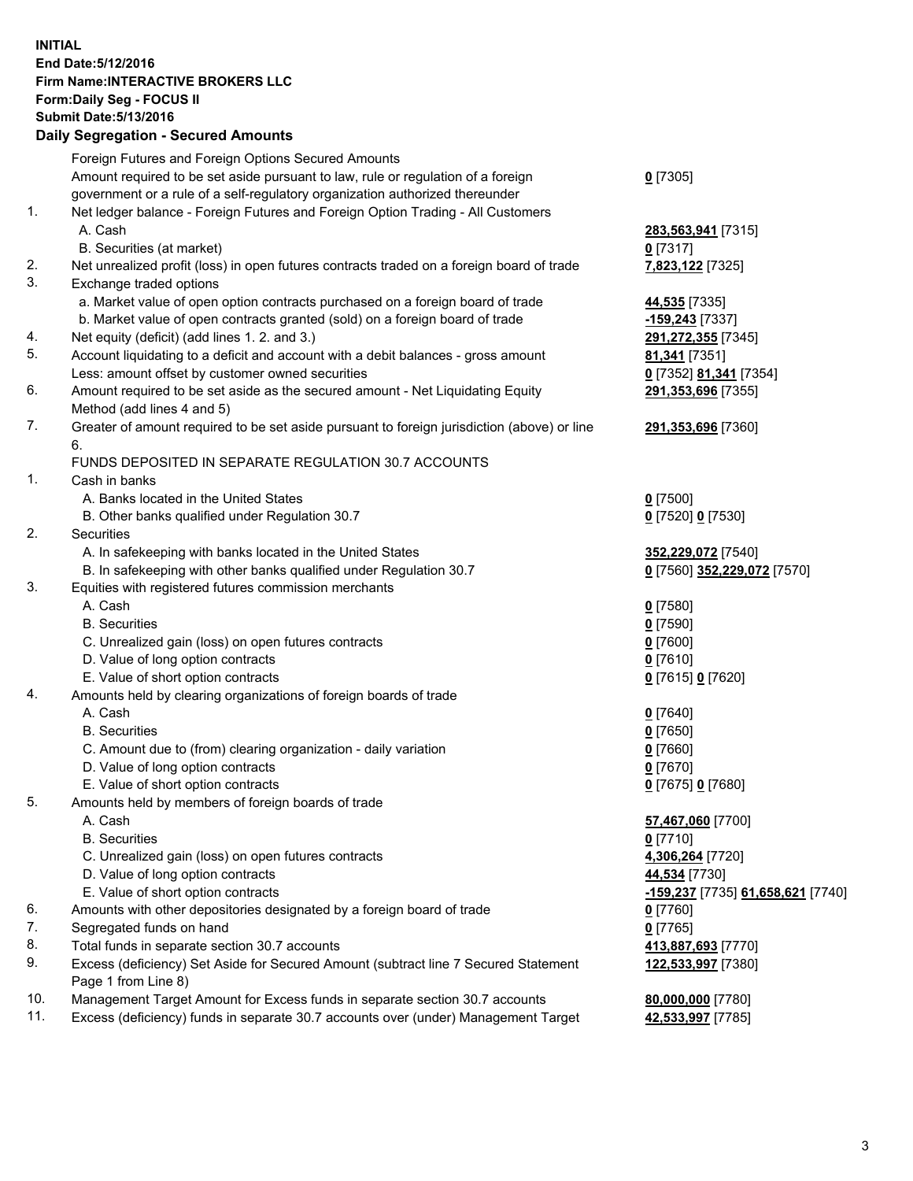**INITIAL**
**End Date:5/12/2016**
**Firm Name:INTERACTIVE BROKERS LLC**
**Form:Daily Seg - FOCUS II**
**Submit Date:5/13/2016**

## Daily Segregation - Secured Amounts

| | | |
|---|---|---|
| | Foreign Futures and Foreign Options Secured Amounts | |
| | Amount required to be set aside pursuant to law, rule or regulation of a foreign government or a rule of a self-regulatory organization authorized thereunder | **0** [7305] |
| 1. | Net ledger balance - Foreign Futures and Foreign Option Trading - All Customers | |
| | A. Cash | **283,563,941** [7315] |
| | B. Securities (at market) | **0** [7317] |
| 2. | Net unrealized profit (loss) in open futures contracts traded on a foreign board of trade | **7,823,122** [7325] |
| 3. | Exchange traded options | |
| | a. Market value of open option contracts purchased on a foreign board of trade | **44,535** [7335] |
| | b. Market value of open contracts granted (sold) on a foreign board of trade | **-159,243** [7337] |
| 4. | Net equity (deficit) (add lines 1. 2. and 3.) | **291,272,355** [7345] |
| 5. | Account liquidating to a deficit and account with a debit balances - gross amount | **81,341** [7351] |
| | Less: amount offset by customer owned securities | **0** [7352] **81,341** [7354] |
| 6. | Amount required to be set aside as the secured amount - Net Liquidating Equity Method (add lines 4 and 5) | **291,353,696** [7355] |
| 7. | Greater of amount required to be set aside pursuant to foreign jurisdiction (above) or line 6. | **291,353,696** [7360] |
| | FUNDS DEPOSITED IN SEPARATE REGULATION 30.7 ACCOUNTS | |
| 1. | Cash in banks | |
| | A. Banks located in the United States | **0** [7500] |
| | B. Other banks qualified under Regulation 30.7 | **0** [7520] **0** [7530] |
| 2. | Securities | |
| | A. In safekeeping with banks located in the United States | **352,229,072** [7540] |
| | B. In safekeeping with other banks qualified under Regulation 30.7 | **0** [7560] **352,229,072** [7570] |
| 3. | Equities with registered futures commission merchants | |
| | A. Cash | **0** [7580] |
| | B. Securities | **0** [7590] |
| | C. Unrealized gain (loss) on open futures contracts | **0** [7600] |
| | D. Value of long option contracts | **0** [7610] |
| | E. Value of short option contracts | **0** [7615] **0** [7620] |
| 4. | Amounts held by clearing organizations of foreign boards of trade | |
| | A. Cash | **0** [7640] |
| | B. Securities | **0** [7650] |
| | C. Amount due to (from) clearing organization - daily variation | **0** [7660] |
| | D. Value of long option contracts | **0** [7670] |
| | E. Value of short option contracts | **0** [7675] **0** [7680] |
| 5. | Amounts held by members of foreign boards of trade | |
| | A. Cash | **57,467,060** [7700] |
| | B. Securities | **0** [7710] |
| | C. Unrealized gain (loss) on open futures contracts | **4,306,264** [7720] |
| | D. Value of long option contracts | **44,534** [7730] |
| | E. Value of short option contracts | **-159,237** [7735] **61,658,621** [7740] |
| 6. | Amounts with other depositories designated by a foreign board of trade | **0** [7760] |
| 7. | Segregated funds on hand | **0** [7765] |
| 8. | Total funds in separate section 30.7 accounts | **413,887,693** [7770] |
| 9. | Excess (deficiency) Set Aside for Secured Amount (subtract line 7 Secured Statement Page 1 from Line 8) | **122,533,997** [7380] |
| 10. | Management Target Amount for Excess funds in separate section 30.7 accounts | **80,000,000** [7780] |
| 11. | Excess (deficiency) funds in separate 30.7 accounts over (under) Management Target | **42,533,997** [7785] |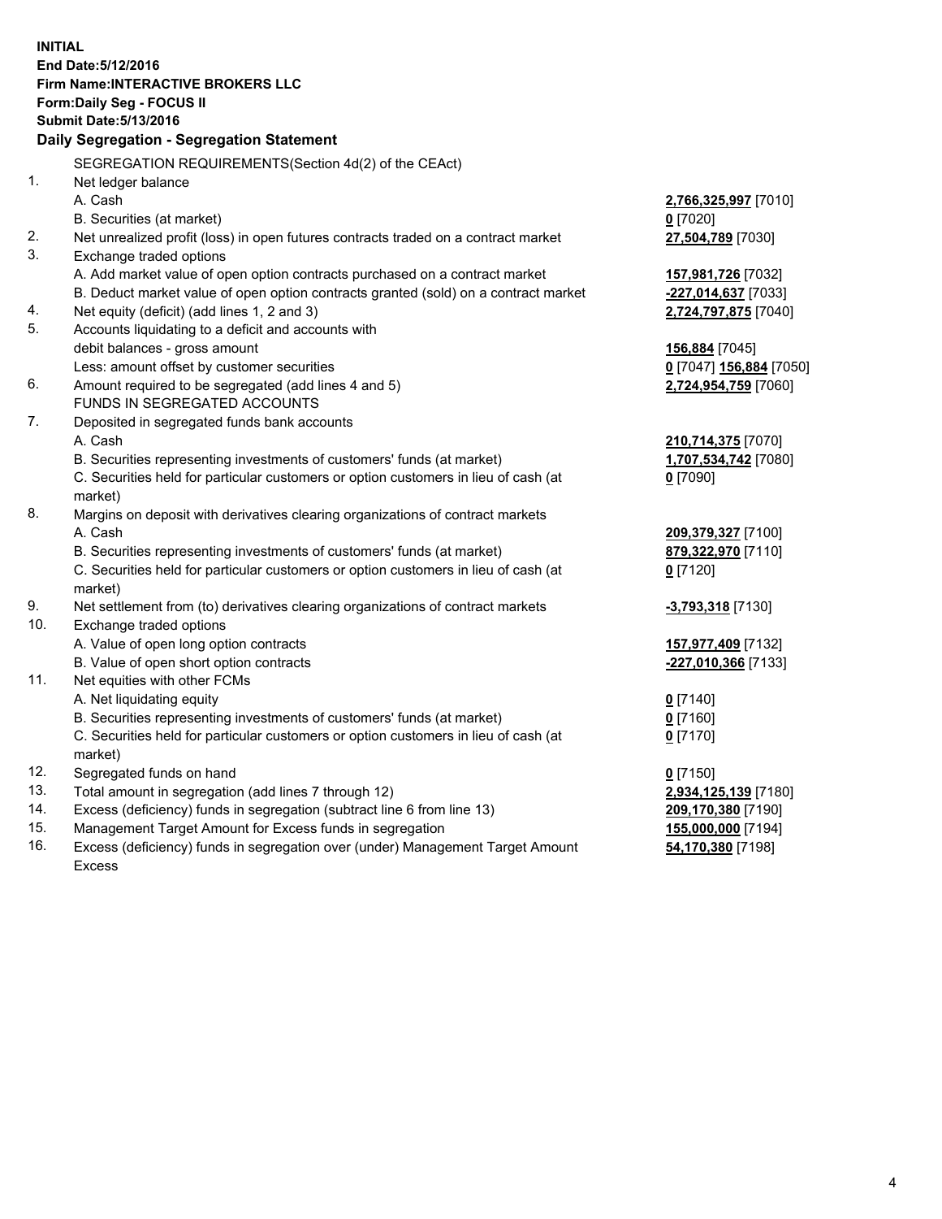**INITIAL**
**End Date:5/12/2016**
**Firm Name:INTERACTIVE BROKERS LLC**
**Form:Daily Seg - FOCUS II**
**Submit Date:5/13/2016**

### Daily Segregation - Segregation Statement

SEGREGATION REQUIREMENTS(Section 4d(2) of the CEAct)

| | | |
|---|---|---|
| 1. | Net ledger balance | |
| | A. Cash | **2,766,325,997** [7010] |
| | B. Securities (at market) | **0** [7020] |
| 2. | Net unrealized profit (loss) in open futures contracts traded on a contract market | **27,504,789** [7030] |
| 3. | Exchange traded options | |
| | A. Add market value of open option contracts purchased on a contract market | **157,981,726** [7032] |
| | B. Deduct market value of open option contracts granted (sold) on a contract market | **-227,014,637** [7033] |
| 4. | Net equity (deficit) (add lines 1, 2 and 3) | **2,724,797,875** [7040] |
| 5. | Accounts liquidating to a deficit and accounts with | |
| | debit balances - gross amount | **156,884** [7045] |
| | Less: amount offset by customer securities | **0** [7047] **156,884** [7050] |
| 6. | Amount required to be segregated (add lines 4 and 5) | **2,724,954,759** [7060] |
| | FUNDS IN SEGREGATED ACCOUNTS | |
| 7. | Deposited in segregated funds bank accounts | |
| | A. Cash | **210,714,375** [7070] |
| | B. Securities representing investments of customers' funds (at market) | **1,707,534,742** [7080] |
| | C. Securities held for particular customers or option customers in lieu of cash (at market) | **0** [7090] |
| 8. | Margins on deposit with derivatives clearing organizations of contract markets | |
| | A. Cash | **209,379,327** [7100] |
| | B. Securities representing investments of customers' funds (at market) | **879,322,970** [7110] |
| | C. Securities held for particular customers or option customers in lieu of cash (at market) | **0** [7120] |
| 9. | Net settlement from (to) derivatives clearing organizations of contract markets | **-3,793,318** [7130] |
| 10. | Exchange traded options | |
| | A. Value of open long option contracts | **157,977,409** [7132] |
| | B. Value of open short option contracts | **-227,010,366** [7133] |
| 11. | Net equities with other FCMs | |
| | A. Net liquidating equity | **0** [7140] |
| | B. Securities representing investments of customers' funds (at market) | **0** [7160] |
| | C. Securities held for particular customers or option customers in lieu of cash (at market) | **0** [7170] |
| 12. | Segregated funds on hand | **0** [7150] |
| 13. | Total amount in segregation (add lines 7 through 12) | **2,934,125,139** [7180] |
| 14. | Excess (deficiency) funds in segregation (subtract line 6 from line 13) | **209,170,380** [7190] |
| 15. | Management Target Amount for Excess funds in segregation | **155,000,000** [7194] |
| 16. | Excess (deficiency) funds in segregation over (under) Management Target Amount Excess | **54,170,380** [7198] |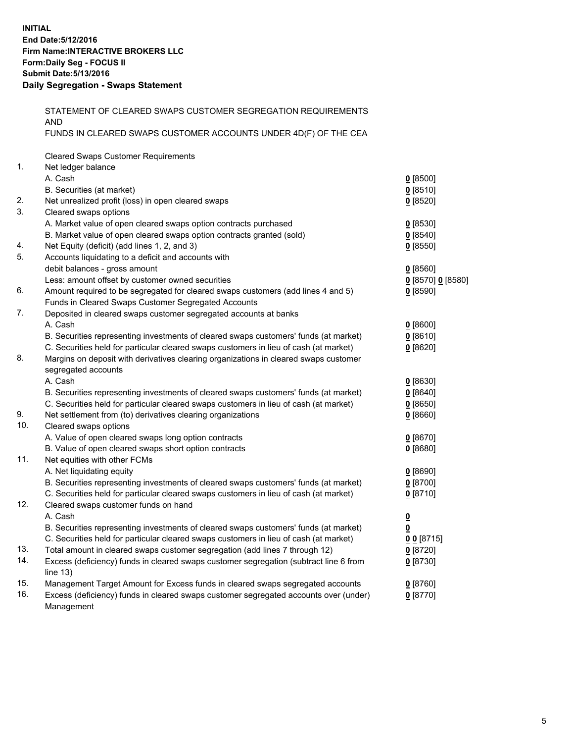**INITIAL**
**End Date:5/12/2016**
**Firm Name:INTERACTIVE BROKERS LLC**
**Form:Daily Seg - FOCUS II**
**Submit Date:5/13/2016**
**Daily Segregation - Swaps Statement**

STATEMENT OF CLEARED SWAPS CUSTOMER SEGREGATION REQUIREMENTS
AND
FUNDS IN CLEARED SWAPS CUSTOMER ACCOUNTS UNDER 4D(F) OF THE CEA

| | | |
|---|---|---|
| | Cleared Swaps Customer Requirements | |
| 1. | Net ledger balance | |
| | A. Cash | 0 [8500] |
| | B. Securities (at market) | 0 [8510] |
| 2. | Net unrealized profit (loss) in open cleared swaps | 0 [8520] |
| 3. | Cleared swaps options | |
| | A. Market value of open cleared swaps option contracts purchased | 0 [8530] |
| | B. Market value of open cleared swaps option contracts granted (sold) | 0 [8540] |
| 4. | Net Equity (deficit) (add lines 1, 2, and 3) | 0 [8550] |
| 5. | Accounts liquidating to a deficit and accounts with | |
| | debit balances - gross amount | 0 [8560] |
| | Less: amount offset by customer owned securities | 0 [8570] 0 [8580] |
| 6. | Amount required to be segregated for cleared swaps customers (add lines 4 and 5) | 0 [8590] |
| | Funds in Cleared Swaps Customer Segregated Accounts | |
| 7. | Deposited in cleared swaps customer segregated accounts at banks | |
| | A. Cash | 0 [8600] |
| | B. Securities representing investments of cleared swaps customers' funds (at market) | 0 [8610] |
| | C. Securities held for particular cleared swaps customers in lieu of cash (at market) | 0 [8620] |
| 8. | Margins on deposit with derivatives clearing organizations in cleared swaps customer segregated accounts | |
| | A. Cash | 0 [8630] |
| | B. Securities representing investments of cleared swaps customers' funds (at market) | 0 [8640] |
| | C. Securities held for particular cleared swaps customers in lieu of cash (at market) | 0 [8650] |
| 9. | Net settlement from (to) derivatives clearing organizations | 0 [8660] |
| 10. | Cleared swaps options | |
| | A. Value of open cleared swaps long option contracts | 0 [8670] |
| | B. Value of open cleared swaps short option contracts | 0 [8680] |
| 11. | Net equities with other FCMs | |
| | A. Net liquidating equity | 0 [8690] |
| | B. Securities representing investments of cleared swaps customers' funds (at market) | 0 [8700] |
| | C. Securities held for particular cleared swaps customers in lieu of cash (at market) | 0 [8710] |
| 12. | Cleared swaps customer funds on hand | |
| | A. Cash | 0 |
| | B. Securities representing investments of cleared swaps customers' funds (at market) | 0 |
| | C. Securities held for particular cleared swaps customers in lieu of cash (at market) | 0 0 [8715] |
| 13. | Total amount in cleared swaps customer segregation (add lines 7 through 12) | 0 [8720] |
| 14. | Excess (deficiency) funds in cleared swaps customer segregation (subtract line 6 from line 13) | 0 [8730] |
| 15. | Management Target Amount for Excess funds in cleared swaps segregated accounts | 0 [8760] |
| 16. | Excess (deficiency) funds in cleared swaps customer segregated accounts over (under) Management | 0 [8770] |